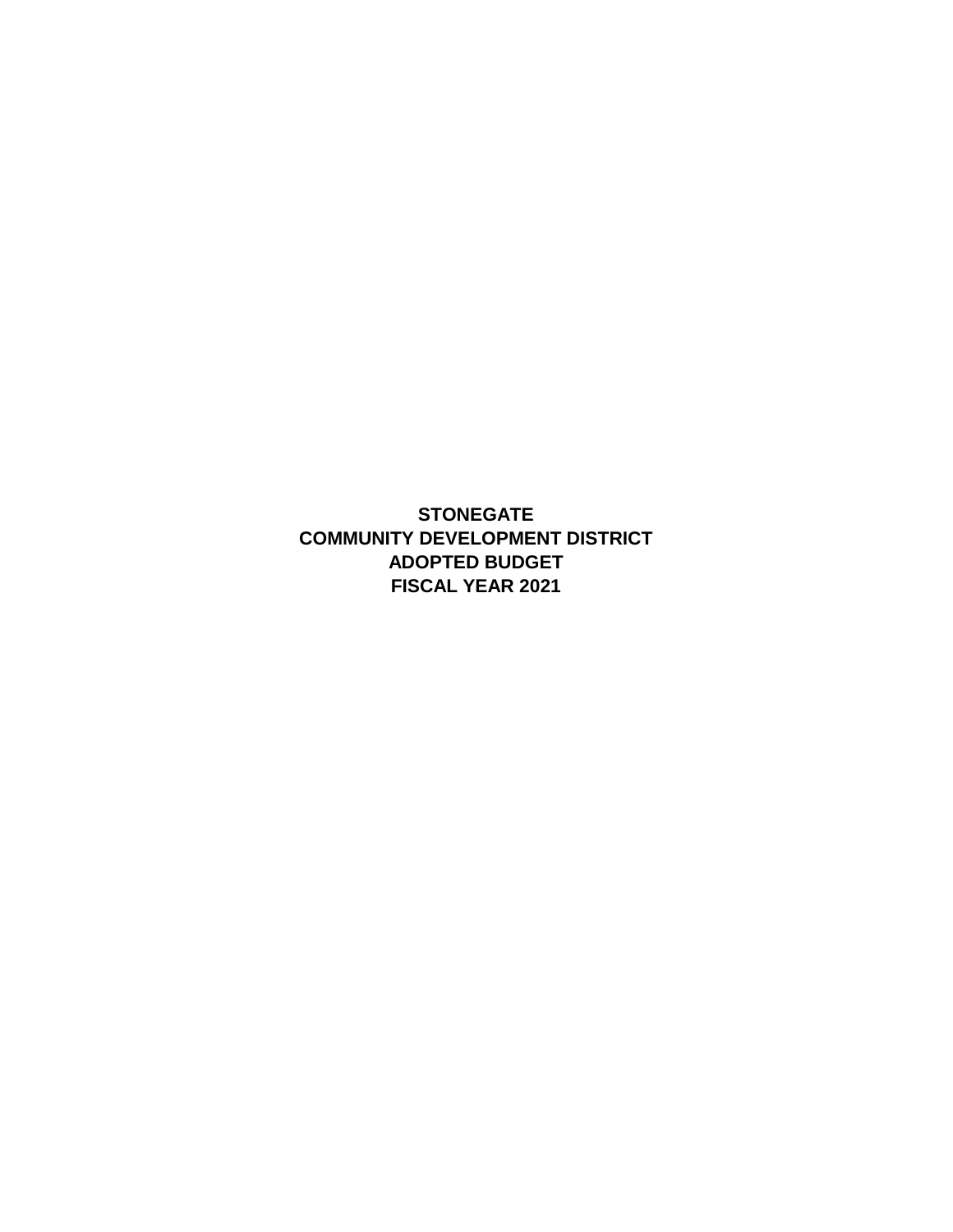# STONEGATE
# COMMUNITY DEVELOPMENT DISTRICT
# ADOPTED BUDGET
# FISCAL YEAR 2021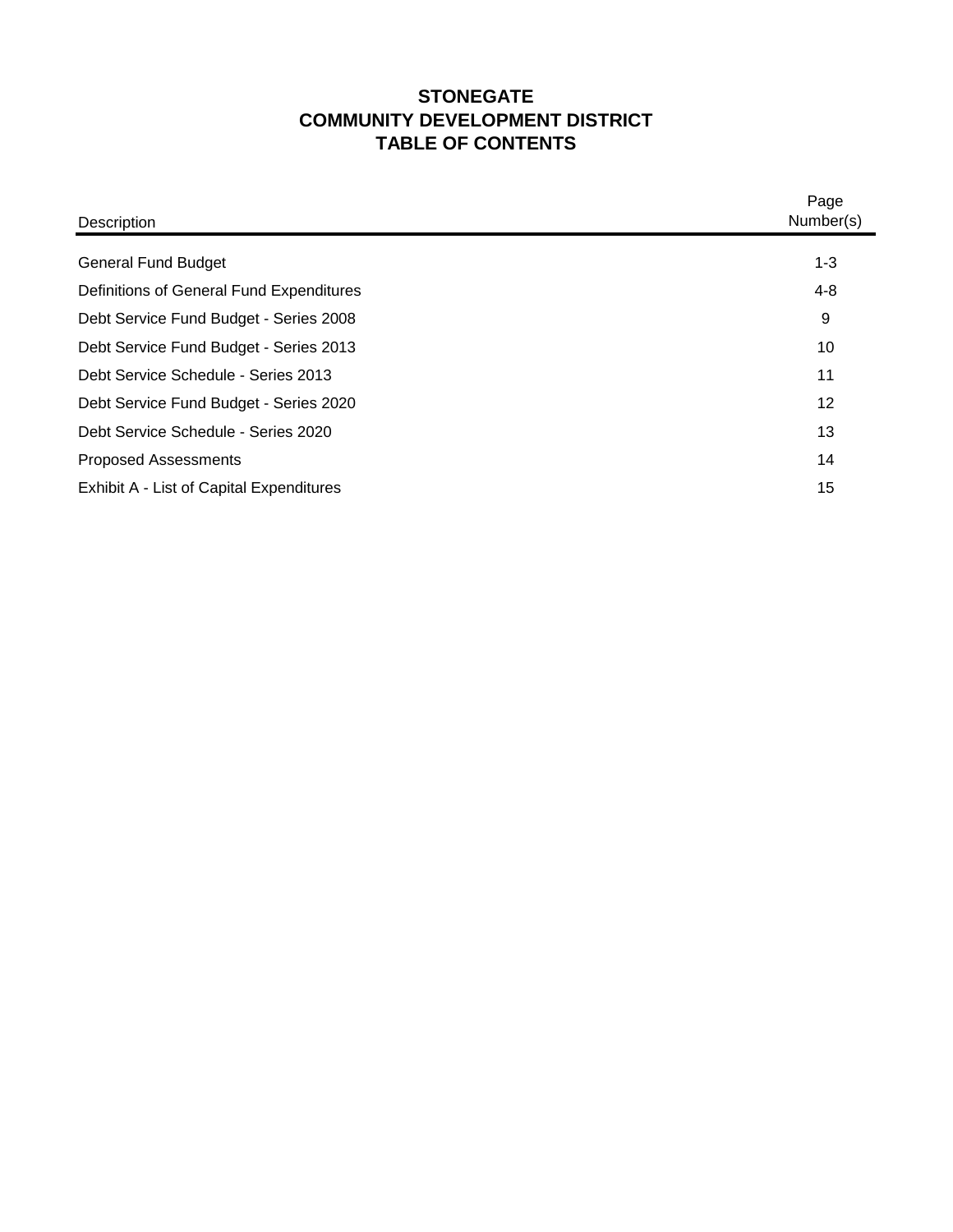# STONEGATE
# COMMUNITY DEVELOPMENT DISTRICT
# TABLE OF CONTENTS

| Description | Page Number(s) |
| --- | --- |
| General Fund Budget | 1-3 |
| Definitions of General Fund Expenditures | 4-8 |
| Debt Service Fund Budget - Series 2008 | 9 |
| Debt Service Fund Budget - Series 2013 | 10 |
| Debt Service Schedule - Series 2013 | 11 |
| Debt Service Fund Budget - Series 2020 | 12 |
| Debt Service Schedule - Series 2020 | 13 |
| Proposed Assessments | 14 |
| Exhibit A - List of Capital Expenditures | 15 |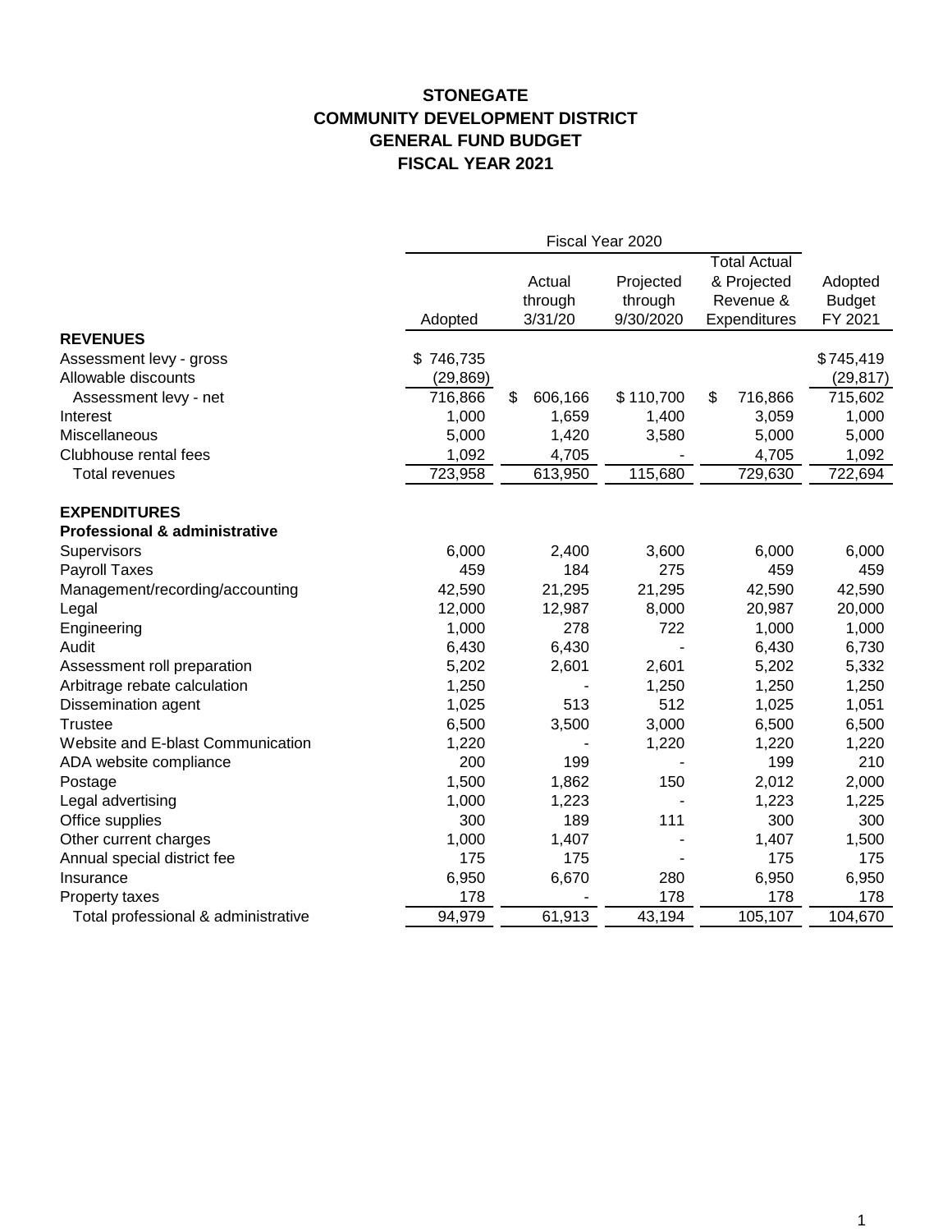# STONEGATE
# COMMUNITY DEVELOPMENT DISTRICT
## GENERAL FUND BUDGET
## FISCAL YEAR 2021

| | Fiscal Year 2020 | | | | |
|---|---|---|---|---|---|
| | Adopted | Actual through 3/31/20 | Projected through 9/30/2020 | Total Actual & Projected Revenue & Expenditures | Adopted Budget FY 2021 |
| **REVENUES** | | | | | |
| Assessment levy - gross | $ 746,735 | | | | $745,419 |
| Allowable discounts | (29,869) | | | | (29,817) |
| Assessment levy - net | 716,866 | $ 606,166 | $ 110,700 | $ 716,866 | 715,602 |
| Interest | 1,000 | 1,659 | 1,400 | 3,059 | 1,000 |
| Miscellaneous | 5,000 | 1,420 | 3,580 | 5,000 | 5,000 |
| Clubhouse rental fees | 1,092 | 4,705 | - | 4,705 | 1,092 |
| Total revenues | 723,958 | 613,950 | 115,680 | 729,630 | 722,694 |
| | | | | | |
| **EXPENDITURES** | | | | | |
| **Professional & administrative** | | | | | |
| Supervisors | 6,000 | 2,400 | 3,600 | 6,000 | 6,000 |
| Payroll Taxes | 459 | 184 | 275 | 459 | 459 |
| Management/recording/accounting | 42,590 | 21,295 | 21,295 | 42,590 | 42,590 |
| Legal | 12,000 | 12,987 | 8,000 | 20,987 | 20,000 |
| Engineering | 1,000 | 278 | 722 | 1,000 | 1,000 |
| Audit | 6,430 | 6,430 | - | 6,430 | 6,730 |
| Assessment roll preparation | 5,202 | 2,601 | 2,601 | 5,202 | 5,332 |
| Arbitrage rebate calculation | 1,250 | - | 1,250 | 1,250 | 1,250 |
| Dissemination agent | 1,025 | 513 | 512 | 1,025 | 1,051 |
| Trustee | 6,500 | 3,500 | 3,000 | 6,500 | 6,500 |
| Website and E-blast Communication | 1,220 | - | 1,220 | 1,220 | 1,220 |
| ADA website compliance | 200 | 199 | - | 199 | 210 |
| Postage | 1,500 | 1,862 | 150 | 2,012 | 2,000 |
| Legal advertising | 1,000 | 1,223 | - | 1,223 | 1,225 |
| Office supplies | 300 | 189 | 111 | 300 | 300 |
| Other current charges | 1,000 | 1,407 | - | 1,407 | 1,500 |
| Annual special district fee | 175 | 175 | - | 175 | 175 |
| Insurance | 6,950 | 6,670 | 280 | 6,950 | 6,950 |
| Property taxes | 178 | - | 178 | 178 | 178 |
| Total professional & administrative | 94,979 | 61,913 | 43,194 | 105,107 | 104,670 |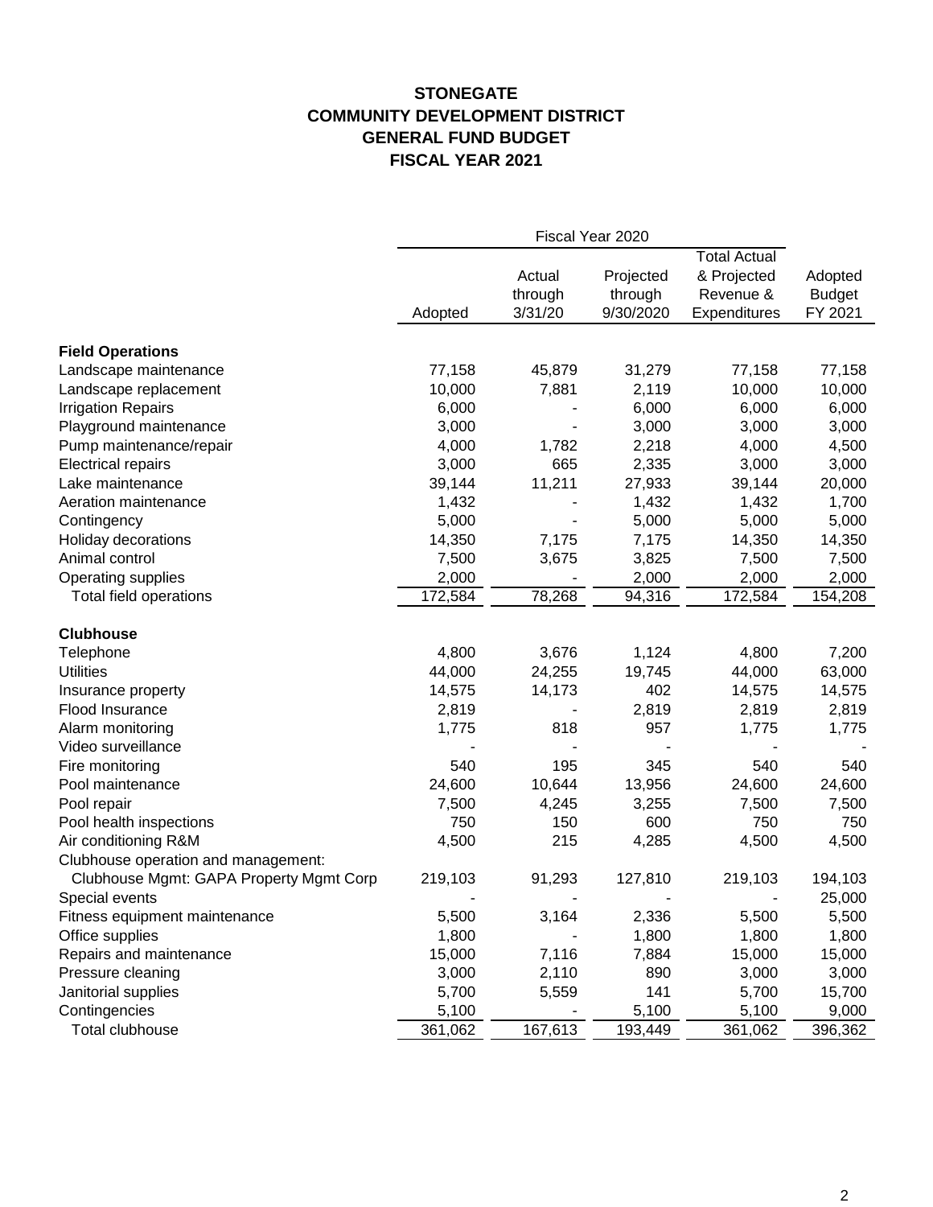# STONEGATE
# COMMUNITY DEVELOPMENT DISTRICT
# GENERAL FUND BUDGET
# FISCAL YEAR 2021

| | Fiscal Year 2020 | | | | |
|---|---|---|---|---|---|
| | Adopted | Actual through 3/31/20 | Projected through 9/30/2020 | Total Actual & Projected Revenue & Expenditures | Adopted Budget FY 2021 |
| **Field Operations** | | | | | |
| Landscape maintenance | 77,158 | 45,879 | 31,279 | 77,158 | 77,158 |
| Landscape replacement | 10,000 | 7,881 | 2,119 | 10,000 | 10,000 |
| Irrigation Repairs | 6,000 | - | 6,000 | 6,000 | 6,000 |
| Playground maintenance | 3,000 | - | 3,000 | 3,000 | 3,000 |
| Pump maintenance/repair | 4,000 | 1,782 | 2,218 | 4,000 | 4,500 |
| Electrical repairs | 3,000 | 665 | 2,335 | 3,000 | 3,000 |
| Lake maintenance | 39,144 | 11,211 | 27,933 | 39,144 | 20,000 |
| Aeration maintenance | 1,432 | - | 1,432 | 1,432 | 1,700 |
| Contingency | 5,000 | - | 5,000 | 5,000 | 5,000 |
| Holiday decorations | 14,350 | 7,175 | 7,175 | 14,350 | 14,350 |
| Animal control | 7,500 | 3,675 | 3,825 | 7,500 | 7,500 |
| Operating supplies | 2,000 | - | 2,000 | 2,000 | 2,000 |
| Total field operations | 172,584 | 78,268 | 94,316 | 172,584 | 154,208 |
| **Clubhouse** | | | | | |
| Telephone | 4,800 | 3,676 | 1,124 | 4,800 | 7,200 |
| Utilities | 44,000 | 24,255 | 19,745 | 44,000 | 63,000 |
| Insurance property | 14,575 | 14,173 | 402 | 14,575 | 14,575 |
| Flood Insurance | 2,819 | - | 2,819 | 2,819 | 2,819 |
| Alarm monitoring | 1,775 | 818 | 957 | 1,775 | 1,775 |
| Video surveillance | - | - | - | - | - |
| Fire monitoring | 540 | 195 | 345 | 540 | 540 |
| Pool maintenance | 24,600 | 10,644 | 13,956 | 24,600 | 24,600 |
| Pool repair | 7,500 | 4,245 | 3,255 | 7,500 | 7,500 |
| Pool health inspections | 750 | 150 | 600 | 750 | 750 |
| Air conditioning R&M | 4,500 | 215 | 4,285 | 4,500 | 4,500 |
| Clubhouse operation and management: | | | | | |
| Clubhouse Mgmt: GAPA Property Mgmt Corp | 219,103 | 91,293 | 127,810 | 219,103 | 194,103 |
| Special events | - | - | - | - | 25,000 |
| Fitness equipment maintenance | 5,500 | 3,164 | 2,336 | 5,500 | 5,500 |
| Office supplies | 1,800 | - | 1,800 | 1,800 | 1,800 |
| Repairs and maintenance | 15,000 | 7,116 | 7,884 | 15,000 | 15,000 |
| Pressure cleaning | 3,000 | 2,110 | 890 | 3,000 | 3,000 |
| Janitorial supplies | 5,700 | 5,559 | 141 | 5,700 | 15,700 |
| Contingencies | 5,100 | - | 5,100 | 5,100 | 9,000 |
| Total clubhouse | 361,062 | 167,613 | 193,449 | 361,062 | 396,362 |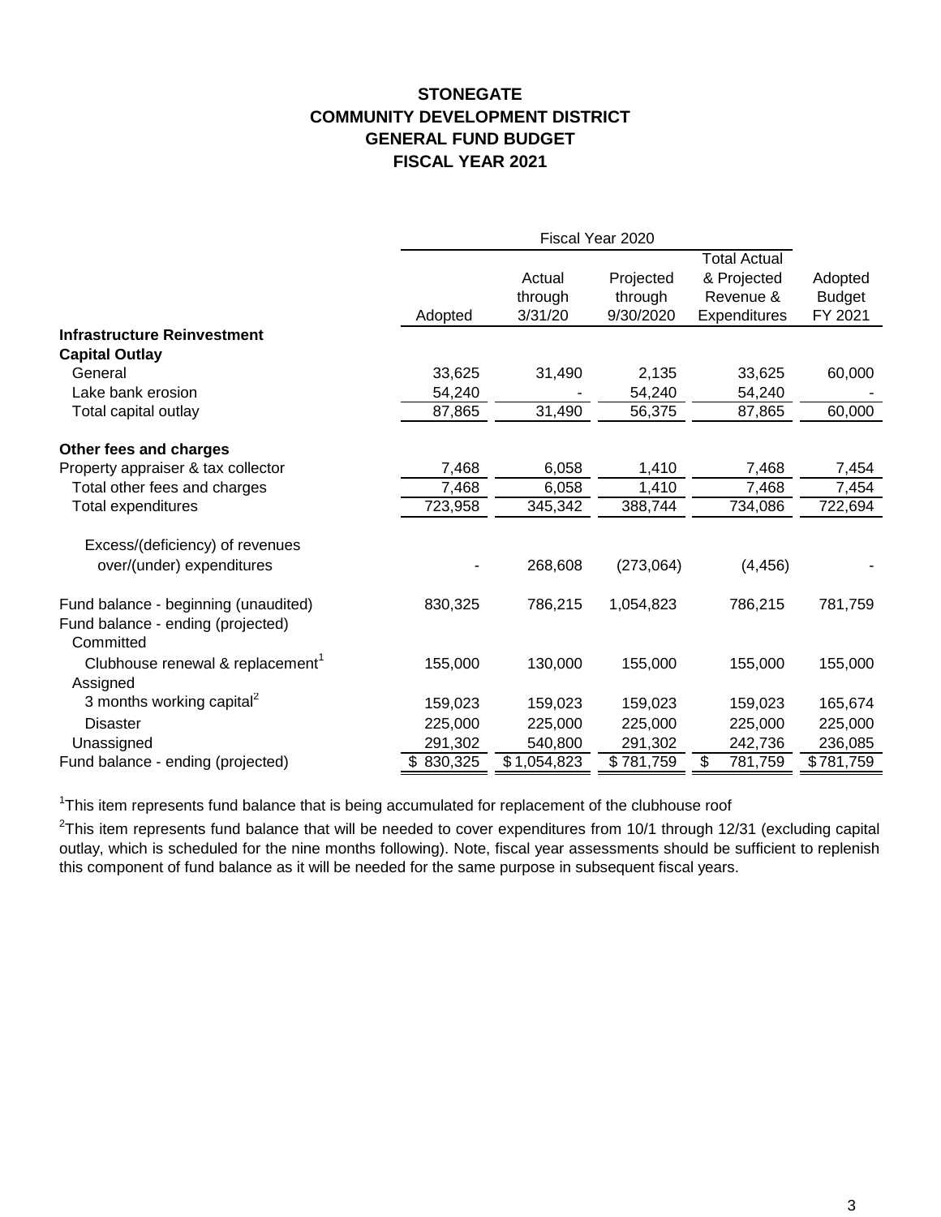# STONEGATE
# COMMUNITY DEVELOPMENT DISTRICT
# GENERAL FUND BUDGET
# FISCAL YEAR 2021

| | Fiscal Year 2020 | | | | |
|---|---|---|---|---|---|
| | Adopted | Actual through 3/31/20 | Projected through 9/30/2020 | Total Actual & Projected Revenue & Expenditures | Adopted Budget FY 2021 |
| **Infrastructure Reinvestment** | | | | | |
| **Capital Outlay** | | | | | |
| General | 33,625 | 31,490 | 2,135 | 33,625 | 60,000 |
| Lake bank erosion | 54,240 | - | 54,240 | 54,240 | - |
| Total capital outlay | 87,865 | 31,490 | 56,375 | 87,865 | 60,000 |
| | | | | | |
| **Other fees and charges** | | | | | |
| Property appraiser & tax collector | 7,468 | 6,058 | 1,410 | 7,468 | 7,454 |
| Total other fees and charges | 7,468 | 6,058 | 1,410 | 7,468 | 7,454 |
| Total expenditures | 723,958 | 345,342 | 388,744 | 734,086 | 722,694 |
| | | | | | |
| Excess/(deficiency) of revenues over/(under) expenditures | - | 268,608 | (273,064) | (4,456) | - |
| | | | | | |
| Fund balance - beginning (unaudited) | 830,325 | 786,215 | 1,054,823 | 786,215 | 781,759 |
| Fund balance - ending (projected) | | | | | |
| Committed | | | | | |
| Clubhouse renewal & replacement[1] | 155,000 | 130,000 | 155,000 | 155,000 | 155,000 |
| Assigned | | | | | |
| 3 months working capital[2] | 159,023 | 159,023 | 159,023 | 159,023 | 165,674 |
| Disaster | 225,000 | 225,000 | 225,000 | 225,000 | 225,000 |
| Unassigned | 291,302 | 540,800 | 291,302 | 242,736 | 236,085 |
| Fund balance - ending (projected) | $ 830,325 | $ 1,054,823 | $ 781,759 | $ 781,759 | $ 781,759 |

[1]This item represents fund balance that is being accumulated for replacement of the clubhouse roof

[2]This item represents fund balance that will be needed to cover expenditures from 10/1 through 12/31 (excluding capital outlay, which is scheduled for the nine months following). Note, fiscal year assessments should be sufficient to replenish this component of fund balance as it will be needed for the same purpose in subsequent fiscal years.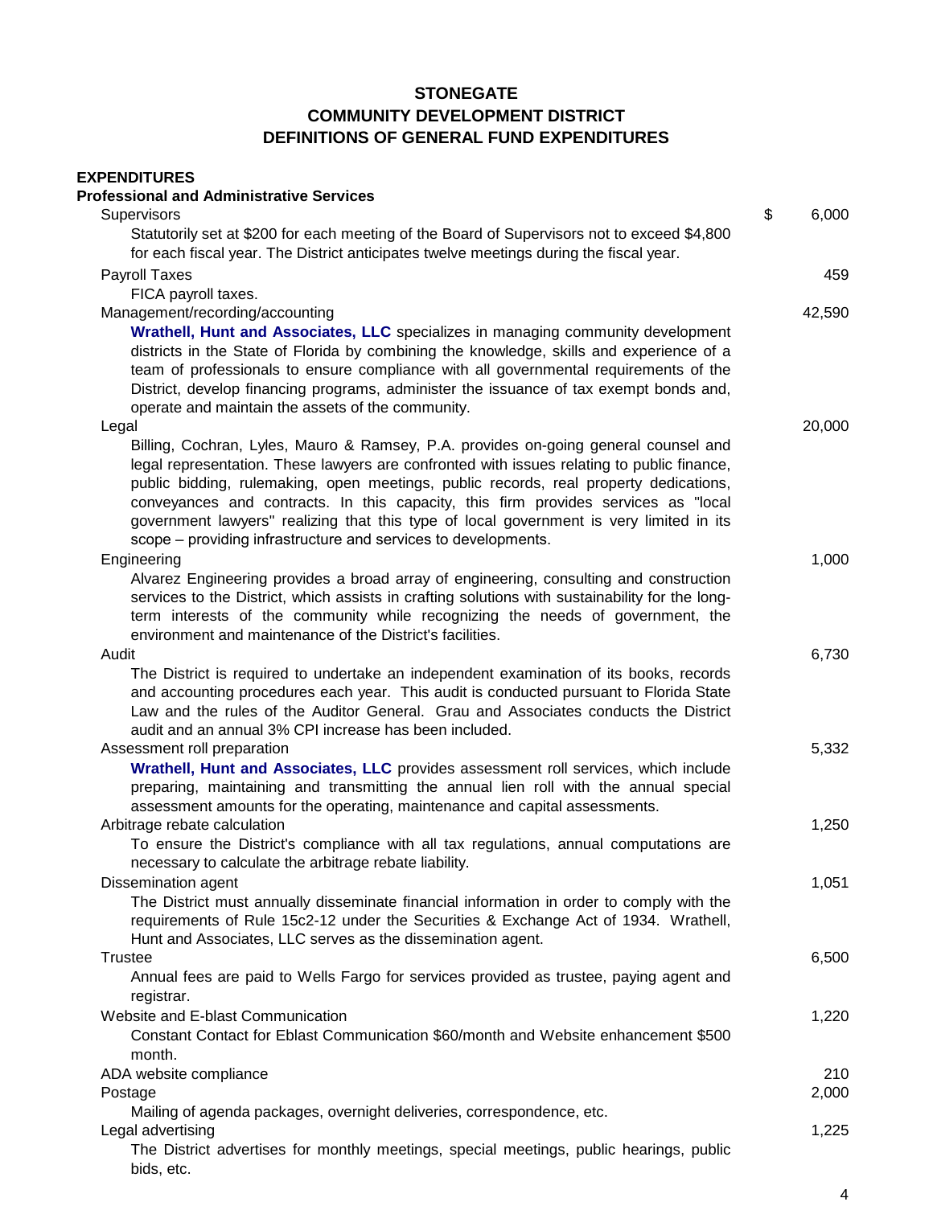# STONEGATE
# COMMUNITY DEVELOPMENT DISTRICT
# DEFINITIONS OF GENERAL FUND EXPENDITURES

**EXPENDITURES**

**Professional and Administrative Services**

| | |
|---|---|
| Supervisors | $ 6,000 |
| Statutorily set at $200 for each meeting of the Board of Supervisors not to exceed $4,800 for each fiscal year. The District anticipates twelve meetings during the fiscal year. | |
| Payroll Taxes | 459 |
| FICA payroll taxes. | |
| Management/recording/accounting | 42,590 |
| **Wrathell, Hunt and Associates, LLC** specializes in managing community development districts in the State of Florida by combining the knowledge, skills and experience of a team of professionals to ensure compliance with all governmental requirements of the District, develop financing programs, administer the issuance of tax exempt bonds and, operate and maintain the assets of the community. | |
| Legal | 20,000 |
| Billing, Cochran, Lyles, Mauro & Ramsey, P.A. provides on-going general counsel and legal representation. These lawyers are confronted with issues relating to public finance, public bidding, rulemaking, open meetings, public records, real property dedications, conveyances and contracts. In this capacity, this firm provides services as "local government lawyers" realizing that this type of local government is very limited in its scope – providing infrastructure and services to developments. | |
| Engineering | 1,000 |
| Alvarez Engineering provides a broad array of engineering, consulting and construction services to the District, which assists in crafting solutions with sustainability for the long-term interests of the community while recognizing the needs of government, the environment and maintenance of the District's facilities. | |
| Audit | 6,730 |
| The District is required to undertake an independent examination of its books, records and accounting procedures each year. This audit is conducted pursuant to Florida State Law and the rules of the Auditor General. Grau and Associates conducts the District audit and an annual 3% CPI increase has been included. | |
| Assessment roll preparation | 5,332 |
| **Wrathell, Hunt and Associates, LLC** provides assessment roll services, which include preparing, maintaining and transmitting the annual lien roll with the annual special assessment amounts for the operating, maintenance and capital assessments. | |
| Arbitrage rebate calculation | 1,250 |
| To ensure the District's compliance with all tax regulations, annual computations are necessary to calculate the arbitrage rebate liability. | |
| Dissemination agent | 1,051 |
| The District must annually disseminate financial information in order to comply with the requirements of Rule 15c2-12 under the Securities & Exchange Act of 1934. Wrathell, Hunt and Associates, LLC serves as the dissemination agent. | |
| Trustee | 6,500 |
| Annual fees are paid to Wells Fargo for services provided as trustee, paying agent and registrar. | |
| Website and E-blast Communication | 1,220 |
| Constant Contact for Eblast Communication $60/month and Website enhancement $500 month. | |
| ADA website compliance | 210 |
| Postage | 2,000 |
| Mailing of agenda packages, overnight deliveries, correspondence, etc. | |
| Legal advertising | 1,225 |
| The District advertises for monthly meetings, special meetings, public hearings, public bids, etc. | |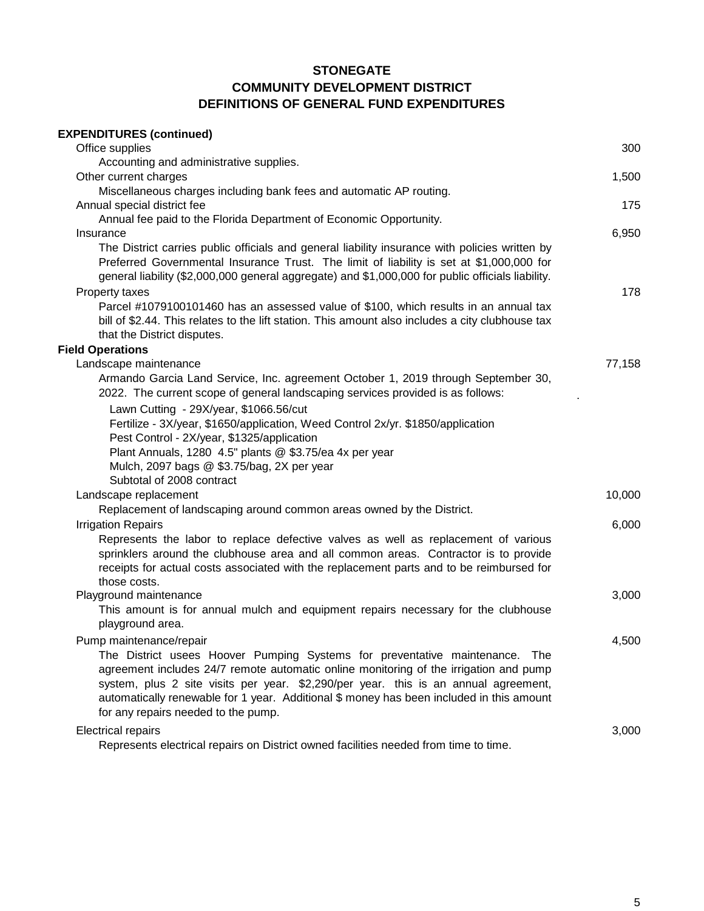**STONEGATE**
**COMMUNITY DEVELOPMENT DISTRICT**
**DEFINITIONS OF GENERAL FUND EXPENDITURES**

| **EXPENDITURES (continued)** | |
|---|---:|
| Office supplies | 300 |
| Accounting and administrative supplies. | |
| Other current charges | 1,500 |
| Miscellaneous charges including bank fees and automatic AP routing. | |
| Annual special district fee | 175 |
| Annual fee paid to the Florida Department of Economic Opportunity. | |
| Insurance | 6,950 |
| The District carries public officials and general liability insurance with policies written by Preferred Governmental Insurance Trust. The limit of liability is set at $1,000,000 for general liability ($2,000,000 general aggregate) and $1,000,000 for public officials liability. | |
| Property taxes | 178 |
| Parcel #1079100101460 has an assessed value of $100, which results in an annual tax bill of $2.44. This relates to the lift station. This amount also includes a city clubhouse tax that the District disputes. | |
| **Field Operations** | |
| Landscape maintenance | 77,158 |
| Armando Garcia Land Service, Inc. agreement October 1, 2019 through September 30, 2022. The current scope of general landscaping services provided is as follows: | . |
| Lawn Cutting - 29X/year, $1066.56/cut | |
| Fertilize - 3X/year, $1650/application, Weed Control 2x/yr. $1850/application | |
| Pest Control - 2X/year, $1325/application | |
| Plant Annuals, 1280 4.5" plants @ $3.75/ea 4x per year | |
| Mulch, 2097 bags @ $3.75/bag, 2X per year | |
| Subtotal of 2008 contract | |
| Landscape replacement | 10,000 |
| Replacement of landscaping around common areas owned by the District. | |
| Irrigation Repairs | 6,000 |
| Represents the labor to replace defective valves as well as replacement of various sprinklers around the clubhouse area and all common areas. Contractor is to provide receipts for actual costs associated with the replacement parts and to be reimbursed for those costs. | |
| Playground maintenance | 3,000 |
| This amount is for annual mulch and equipment repairs necessary for the clubhouse playground area. | |
| Pump maintenance/repair | 4,500 |
| The District usees Hoover Pumping Systems for preventative maintenance. The agreement includes 24/7 remote automatic online monitoring of the irrigation and pump system, plus 2 site visits per year. $2,290/per year. this is an annual agreement, automatically renewable for 1 year. Additional $ money has been included in this amount for any repairs needed to the pump. | |
| Electrical repairs | 3,000 |
| Represents electrical repairs on District owned facilities needed from time to time. | |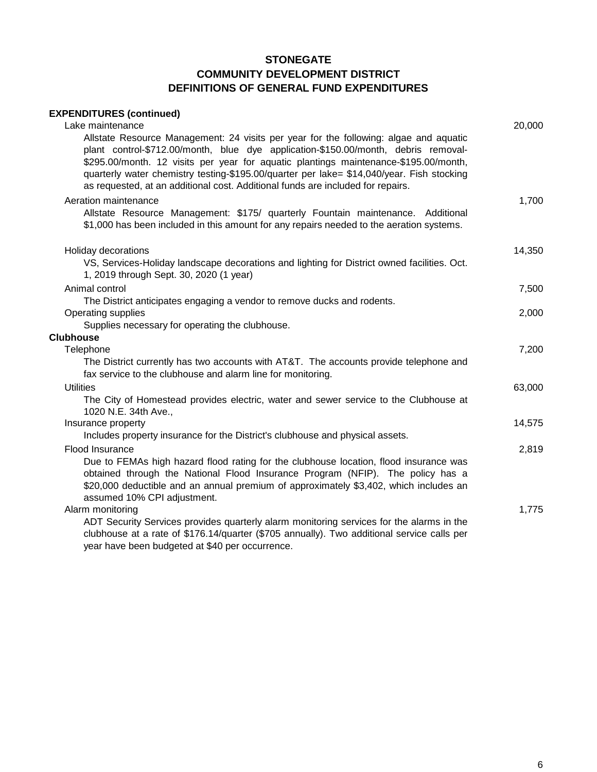# STONEGATE
## COMMUNITY DEVELOPMENT DISTRICT
## DEFINITIONS OF GENERAL FUND EXPENDITURES

**EXPENDITURES (continued)**

| | |
|---|---|
| Lake maintenance | 20,000 |
| Allstate Resource Management: 24 visits per year for the following: algae and aquatic plant control-$712.00/month, blue dye application-$150.00/month, debris removal-$295.00/month. 12 visits per year for aquatic plantings maintenance-$195.00/month, quarterly water chemistry testing-$195.00/quarter per lake= $14,040/year. Fish stocking as requested, at an additional cost. Additional funds are included for repairs. | |
| Aeration maintenance | 1,700 |
| Allstate Resource Management: $175/ quarterly Fountain maintenance. Additional $1,000 has been included in this amount for any repairs needed to the aeration systems. | |
| Holiday decorations | 14,350 |
| VS, Services-Holiday landscape decorations and lighting for District owned facilities. Oct. 1, 2019 through Sept. 30, 2020 (1 year) | |
| Animal control | 7,500 |
| The District anticipates engaging a vendor to remove ducks and rodents. | |
| Operating supplies | 2,000 |
| Supplies necessary for operating the clubhouse. | |
| **Clubhouse** | |
| Telephone | 7,200 |
| The District currently has two accounts with AT&T. The accounts provide telephone and fax service to the clubhouse and alarm line for monitoring. | |
| Utilities | 63,000 |
| The City of Homestead provides electric, water and sewer service to the Clubhouse at 1020 N.E. 34th Ave., | |
| Insurance property | 14,575 |
| Includes property insurance for the District's clubhouse and physical assets. | |
| Flood Insurance | 2,819 |
| Due to FEMAs high hazard flood rating for the clubhouse location, flood insurance was obtained through the National Flood Insurance Program (NFIP). The policy has a $20,000 deductible and an annual premium of approximately $3,402, which includes an assumed 10% CPI adjustment. | |
| Alarm monitoring | 1,775 |
| ADT Security Services provides quarterly alarm monitoring services for the alarms in the clubhouse at a rate of $176.14/quarter ($705 annually). Two additional service calls per year have been budgeted at $40 per occurrence. | |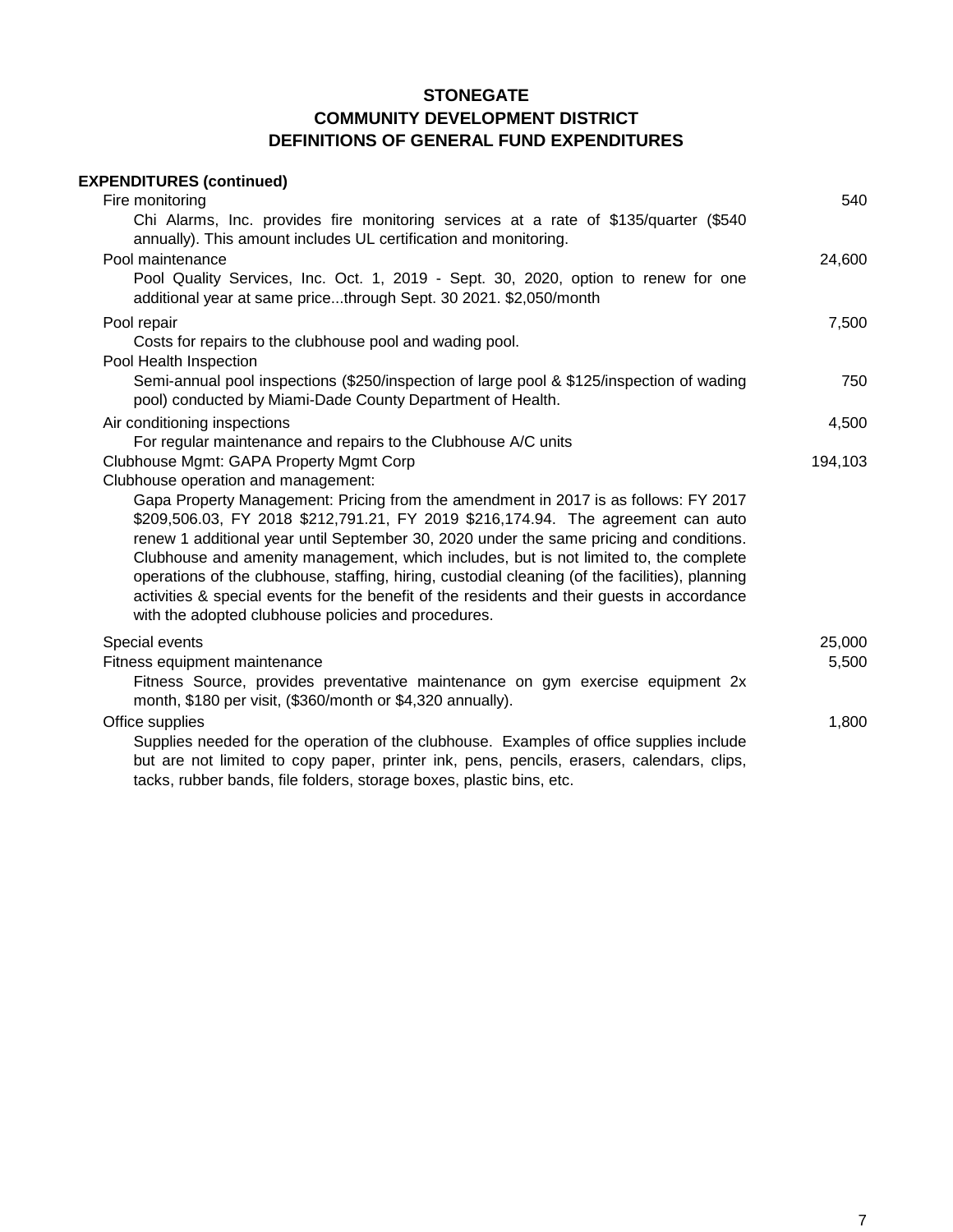**STONEGATE**
**COMMUNITY DEVELOPMENT DISTRICT**
**DEFINITIONS OF GENERAL FUND EXPENDITURES**

**EXPENDITURES (continued)**

| | |
|---|---:|
| Fire monitoring | 540 |
| Chi Alarms, Inc. provides fire monitoring services at a rate of $135/quarter ($540 annually). This amount includes UL certification and monitoring. | |
| Pool maintenance | 24,600 |
| Pool Quality Services, Inc. Oct. 1, 2019 - Sept. 30, 2020, option to renew for one additional year at same price...through Sept. 30 2021. $2,050/month | |
| Pool repair | 7,500 |
| Costs for repairs to the clubhouse pool and wading pool. | |
| Pool Health Inspection | |
| Semi-annual pool inspections ($250/inspection of large pool & $125/inspection of wading pool) conducted by Miami-Dade County Department of Health. | 750 |
| Air conditioning inspections | 4,500 |
| For regular maintenance and repairs to the Clubhouse A/C units | |
| Clubhouse Mgmt: GAPA Property Mgmt Corp | 194,103 |
| Clubhouse operation and management: | |
| Gapa Property Management: Pricing from the amendment in 2017 is as follows: FY 2017 $209,506.03, FY 2018 $212,791.21, FY 2019 $216,174.94. The agreement can auto renew 1 additional year until September 30, 2020 under the same pricing and conditions. Clubhouse and amenity management, which includes, but is not limited to, the complete operations of the clubhouse, staffing, hiring, custodial cleaning (of the facilities), planning activities & special events for the benefit of the residents and their guests in accordance with the adopted clubhouse policies and procedures. | |
| Special events | 25,000 |
| Fitness equipment maintenance | 5,500 |
| Fitness Source, provides preventative maintenance on gym exercise equipment 2x month, $180 per visit, ($360/month or $4,320 annually). | |
| Office supplies | 1,800 |
| Supplies needed for the operation of the clubhouse. Examples of office supplies include but are not limited to copy paper, printer ink, pens, pencils, erasers, calendars, clips, tacks, rubber bands, file folders, storage boxes, plastic bins, etc. | |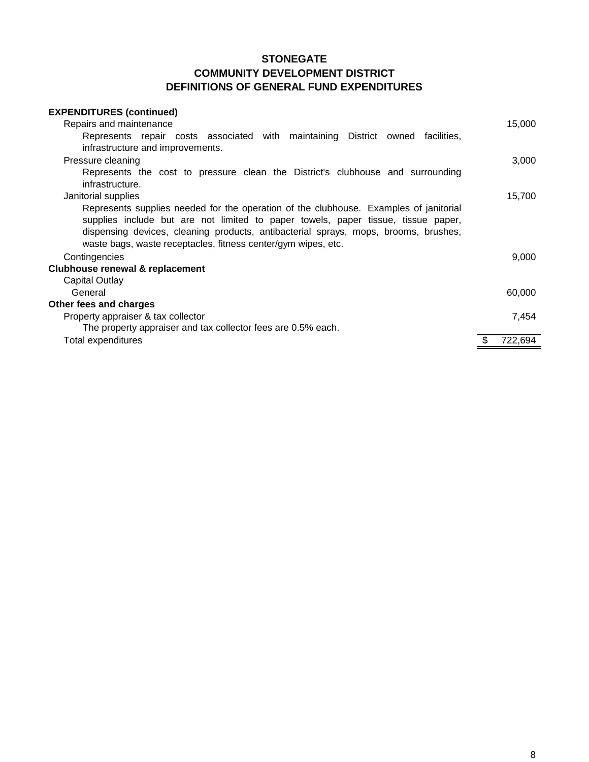# STONEGATE
## COMMUNITY DEVELOPMENT DISTRICT
## DEFINITIONS OF GENERAL FUND EXPENDITURES

| | |
|---|---|
| **EXPENDITURES (continued)** | |
| Repairs and maintenance | 15,000 |
| Represents repair costs associated with maintaining District owned facilities, infrastructure and improvements. | |
| Pressure cleaning | 3,000 |
| Represents the cost to pressure clean the District's clubhouse and surrounding infrastructure. | |
| Janitorial supplies | 15,700 |
| Represents supplies needed for the operation of the clubhouse. Examples of janitorial supplies include but are not limited to paper towels, paper tissue, tissue paper, dispensing devices, cleaning products, antibacterial sprays, mops, brooms, brushes, waste bags, waste receptacles, fitness center/gym wipes, etc. | |
| Contingencies | 9,000 |
| **Clubhouse renewal & replacement** | |
| Capital Outlay | |
| General | 60,000 |
| **Other fees and charges** | |
| Property appraiser & tax collector | 7,454 |
| The property appraiser and tax collector fees are 0.5% each. | |
| Total expenditures | $ 722,694 |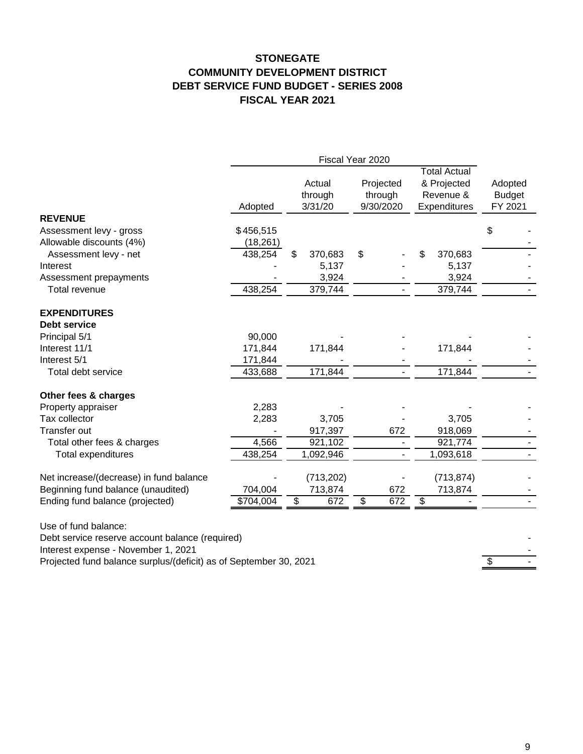**STONEGATE**
**COMMUNITY DEVELOPMENT DISTRICT**
**DEBT SERVICE FUND BUDGET - SERIES 2008**
**FISCAL YEAR 2021**

| | Fiscal Year 2020 | | | | |
|---|---|---|---|---|---|
| | Adopted | Actual through 3/31/20 | Projected through 9/30/2020 | Total Actual & Projected Revenue & Expenditures | Adopted Budget FY 2021 |
| **REVENUE** | | | | | |
| Assessment levy - gross | $456,515 | | | | $ - |
| Allowable discounts (4%) | (18,261) | | | | - |
| Assessment levy - net | 438,254 | $ 370,683 | $ - | $ 370,683 | - |
| Interest | - | 5,137 | - | 5,137 | - |
| Assessment prepayments | - | 3,924 | - | 3,924 | - |
| Total revenue | 438,254 | 379,744 | - | 379,744 | - |
| | | | | | |
| **EXPENDITURES** | | | | | |
| **Debt service** | | | | | |
| Principal 5/1 | 90,000 | - | - | - | - |
| Interest 11/1 | 171,844 | 171,844 | - | 171,844 | - |
| Interest 5/1 | 171,844 | - | - | - | - |
| Total debt service | 433,688 | 171,844 | - | 171,844 | - |
| | | | | | |
| **Other fees & charges** | | | | | |
| Property appraiser | 2,283 | - | - | - | - |
| Tax collector | 2,283 | 3,705 | - | 3,705 | - |
| Transfer out | - | 917,397 | 672 | 918,069 | - |
| Total other fees & charges | 4,566 | 921,102 | - | 921,774 | - |
| Total expenditures | 438,254 | 1,092,946 | - | 1,093,618 | - |
| | | | | | |
| Net increase/(decrease) in fund balance | - | (713,202) | - | (713,874) | - |
| Beginning fund balance (unaudited) | 704,004 | 713,874 | 672 | 713,874 | - |
| Ending fund balance (projected) | $704,004 | $ 672 | $ 672 | $ - | - |

| Use of fund balance: | |
|---|---|
| Debt service reserve account balance (required) | - |
| Interest expense - November 1, 2021 | - |
| Projected fund balance surplus/(deficit) as of September 30, 2021 | $ - |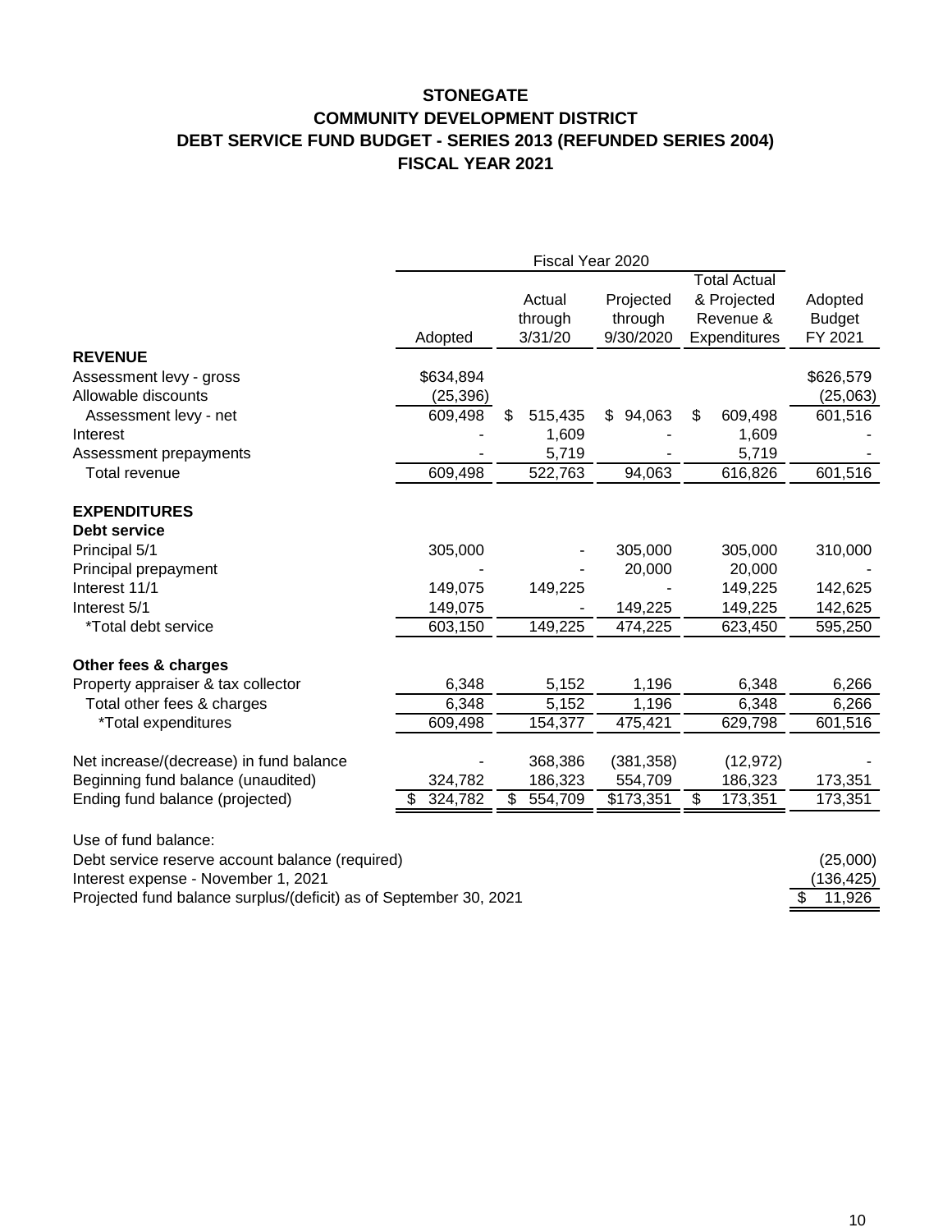# STONEGATE
# COMMUNITY DEVELOPMENT DISTRICT
## DEBT SERVICE FUND BUDGET - SERIES 2013 (REFUNDED SERIES 2004)
## FISCAL YEAR 2021

| | Fiscal Year 2020 | | | | |
|---|---|---|---|---|---|
| | Adopted | Actual through 3/31/20 | Projected through 9/30/2020 | Total Actual & Projected Revenue & Expenditures | Adopted Budget FY 2021 |
| **REVENUE** | | | | | |
| Assessment levy - gross | $634,894 | | | | $626,579 |
| Allowable discounts | (25,396) | | | | (25,063) |
| Assessment levy - net | 609,498 | $ 515,435 | $ 94,063 | $ 609,498 | 601,516 |
| Interest | - | 1,609 | - | 1,609 | - |
| Assessment prepayments | - | 5,719 | - | 5,719 | - |
| Total revenue | 609,498 | 522,763 | 94,063 | 616,826 | 601,516 |
| **EXPENDITURES** | | | | | |
| **Debt service** | | | | | |
| Principal 5/1 | 305,000 | - | 305,000 | 305,000 | 310,000 |
| Principal prepayment | - | - | 20,000 | 20,000 | - |
| Interest 11/1 | 149,075 | 149,225 | - | 149,225 | 142,625 |
| Interest 5/1 | 149,075 | - | 149,225 | 149,225 | 142,625 |
| *Total debt service | 603,150 | 149,225 | 474,225 | 623,450 | 595,250 |
| **Other fees & charges** | | | | | |
| Property appraiser & tax collector | 6,348 | 5,152 | 1,196 | 6,348 | 6,266 |
| Total other fees & charges | 6,348 | 5,152 | 1,196 | 6,348 | 6,266 |
| *Total expenditures | 609,498 | 154,377 | 475,421 | 629,798 | 601,516 |
| Net increase/(decrease) in fund balance | - | 368,386 | (381,358) | (12,972) | - |
| Beginning fund balance (unaudited) | 324,782 | 186,323 | 554,709 | 186,323 | 173,351 |
| Ending fund balance (projected) | $ 324,782 | $ 554,709 | $173,351 | $ 173,351 | 173,351 |

| Use of fund balance: | |
|---|---|
| Debt service reserve account balance (required) | (25,000) |
| Interest expense - November 1, 2021 | (136,425) |
| Projected fund balance surplus/(deficit) as of September 30, 2021 | $ 11,926 |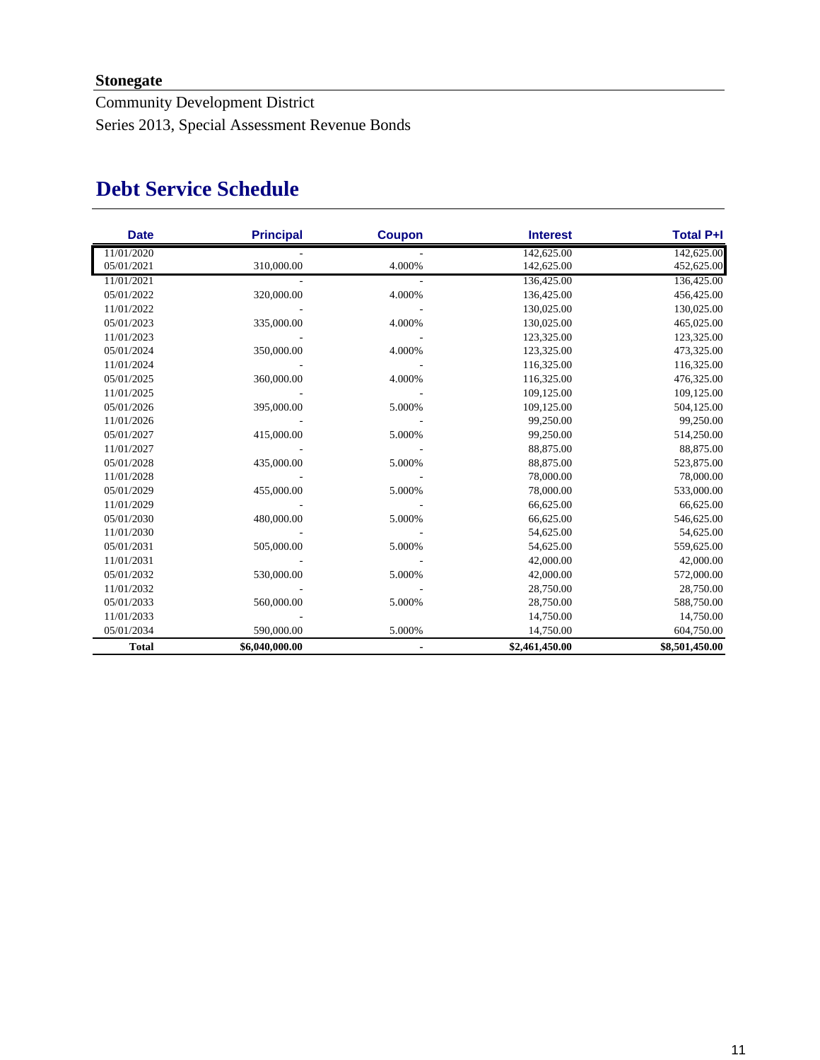**Stonegate**

Community Development District

Series 2013, Special Assessment Revenue Bonds

## Debt Service Schedule

| Date | Principal | Coupon | Interest | Total P+I |
|---|---|---|---|---|
| 11/01/2020 | - | - | 142,625.00 | 142,625.00 |
| 05/01/2021 | 310,000.00 | 4.000% | 142,625.00 | 452,625.00 |
| 11/01/2021 | - | - | 136,425.00 | 136,425.00 |
| 05/01/2022 | 320,000.00 | 4.000% | 136,425.00 | 456,425.00 |
| 11/01/2022 | - | - | 130,025.00 | 130,025.00 |
| 05/01/2023 | 335,000.00 | 4.000% | 130,025.00 | 465,025.00 |
| 11/01/2023 | - | - | 123,325.00 | 123,325.00 |
| 05/01/2024 | 350,000.00 | 4.000% | 123,325.00 | 473,325.00 |
| 11/01/2024 | - | - | 116,325.00 | 116,325.00 |
| 05/01/2025 | 360,000.00 | 4.000% | 116,325.00 | 476,325.00 |
| 11/01/2025 | - | - | 109,125.00 | 109,125.00 |
| 05/01/2026 | 395,000.00 | 5.000% | 109,125.00 | 504,125.00 |
| 11/01/2026 | - | - | 99,250.00 | 99,250.00 |
| 05/01/2027 | 415,000.00 | 5.000% | 99,250.00 | 514,250.00 |
| 11/01/2027 | - | - | 88,875.00 | 88,875.00 |
| 05/01/2028 | 435,000.00 | 5.000% | 88,875.00 | 523,875.00 |
| 11/01/2028 | - | - | 78,000.00 | 78,000.00 |
| 05/01/2029 | 455,000.00 | 5.000% | 78,000.00 | 533,000.00 |
| 11/01/2029 | - | - | 66,625.00 | 66,625.00 |
| 05/01/2030 | 480,000.00 | 5.000% | 66,625.00 | 546,625.00 |
| 11/01/2030 | - | - | 54,625.00 | 54,625.00 |
| 05/01/2031 | 505,000.00 | 5.000% | 54,625.00 | 559,625.00 |
| 11/01/2031 | - | - | 42,000.00 | 42,000.00 |
| 05/01/2032 | 530,000.00 | 5.000% | 42,000.00 | 572,000.00 |
| 11/01/2032 | - | - | 28,750.00 | 28,750.00 |
| 05/01/2033 | 560,000.00 | 5.000% | 28,750.00 | 588,750.00 |
| 11/01/2033 | - | | 14,750.00 | 14,750.00 |
| 05/01/2034 | 590,000.00 | 5.000% | 14,750.00 | 604,750.00 |
| **Total** | **$6,040,000.00** | **-** | **$2,461,450.00** | **$8,501,450.00** |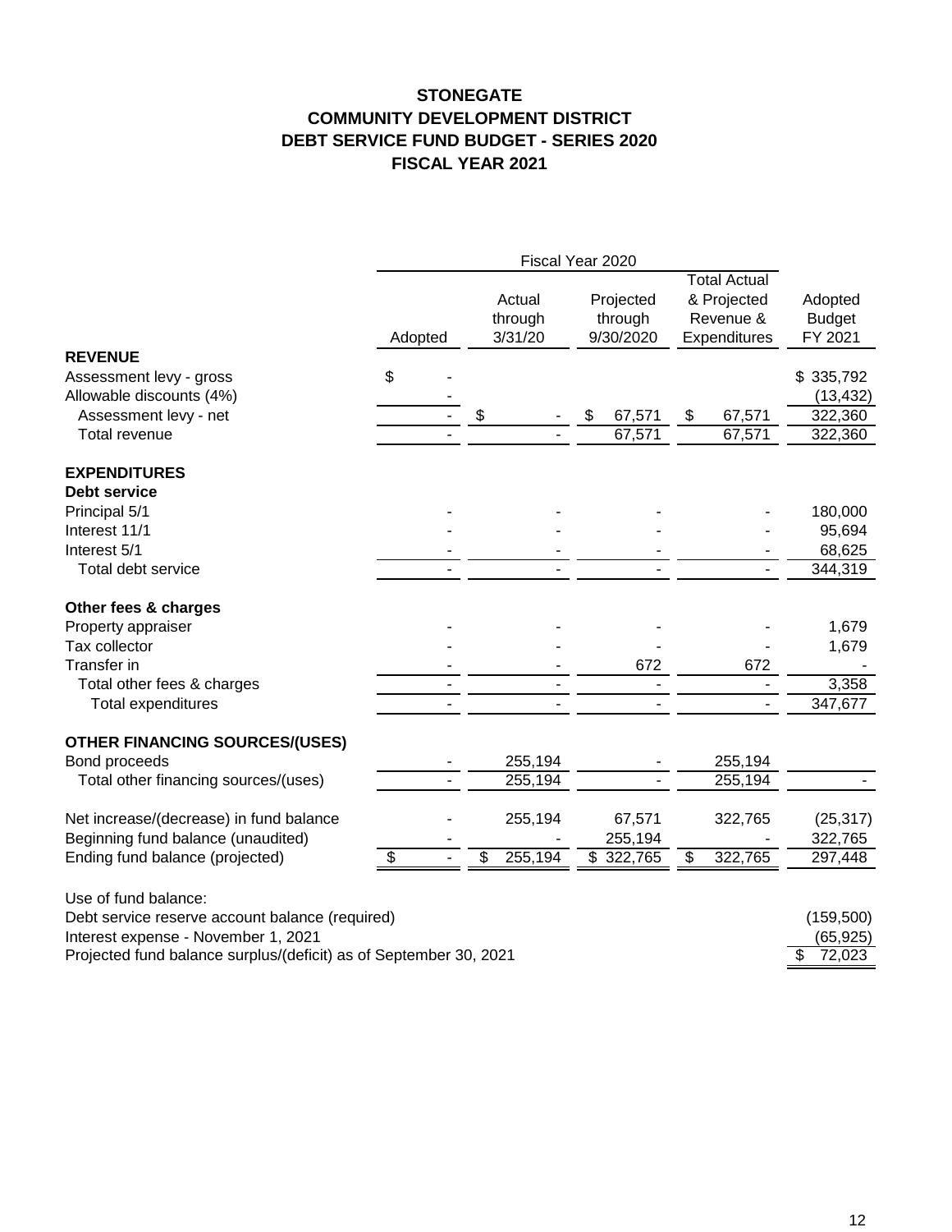# STONEGATE
# COMMUNITY DEVELOPMENT DISTRICT
# DEBT SERVICE FUND BUDGET - SERIES 2020
# FISCAL YEAR 2021

| | Fiscal Year 2020 | | | | |
|---|---|---|---|---|---|
| | Adopted | Actual through 3/31/20 | Projected through 9/30/2020 | Total Actual & Projected Revenue & Expenditures | Adopted Budget FY 2021 |
| **REVENUE** | | | | | |
| Assessment levy - gross | $ - | | | | $ 335,792 |
| Allowable discounts (4%) | - | | | | (13,432) |
| Assessment levy - net | - | $ - | $ 67,571 | $ 67,571 | 322,360 |
| Total revenue | - | - | 67,571 | 67,571 | 322,360 |
| | | | | | |
| **EXPENDITURES** | | | | | |
| **Debt service** | | | | | |
| Principal 5/1 | - | - | - | - | 180,000 |
| Interest 11/1 | - | - | - | - | 95,694 |
| Interest 5/1 | - | - | - | - | 68,625 |
| Total debt service | - | - | - | - | 344,319 |
| | | | | | |
| **Other fees & charges** | | | | | |
| Property appraiser | - | - | - | - | 1,679 |
| Tax collector | - | - | - | - | 1,679 |
| Transfer in | - | - | 672 | 672 | - |
| Total other fees & charges | - | - | - | - | 3,358 |
| Total expenditures | - | - | - | - | 347,677 |
| | | | | | |
| **OTHER FINANCING SOURCES/(USES)** | | | | | |
| Bond proceeds | - | 255,194 | - | 255,194 | |
| Total other financing sources/(uses) | - | 255,194 | - | 255,194 | - |
| | | | | | |
| Net increase/(decrease) in fund balance | - | 255,194 | 67,571 | 322,765 | (25,317) |
| Beginning fund balance (unaudited) | - | - | 255,194 | - | 322,765 |
| Ending fund balance (projected) | $ - | $ 255,194 | $ 322,765 | $ 322,765 | 297,448 |

| Use of fund balance: | |
|---|---|
| Debt service reserve account balance (required) | (159,500) |
| Interest expense - November 1, 2021 | (65,925) |
| Projected fund balance surplus/(deficit) as of September 30, 2021 | $ 72,023 |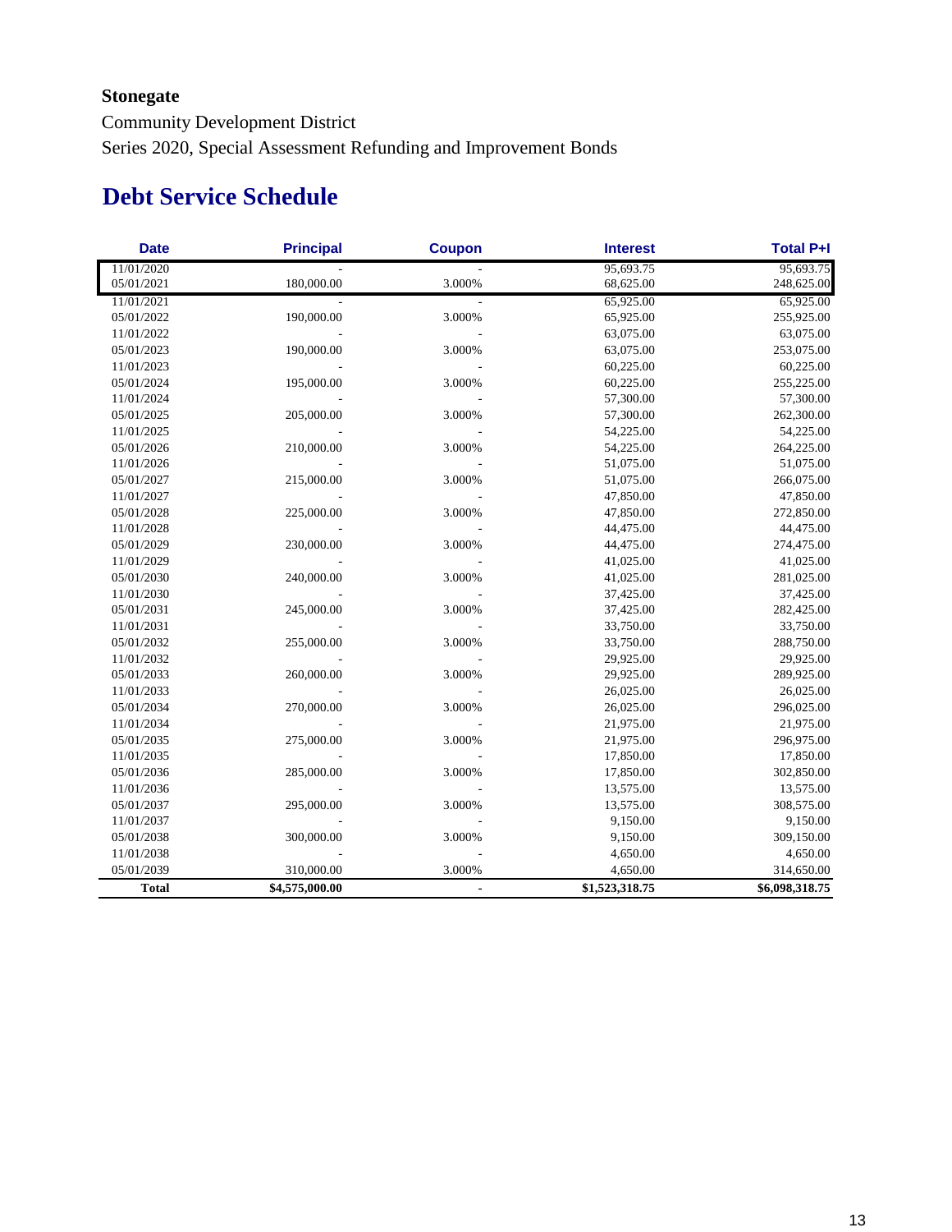**Stonegate**

Community Development District

Series 2020, Special Assessment Refunding and Improvement Bonds

# Debt Service Schedule

| Date | Principal | Coupon | Interest | Total P+I |
|---|---|---|---|---|
| 11/01/2020 | - | - | 95,693.75 | 95,693.75 |
| 05/01/2021 | 180,000.00 | 3.000% | 68,625.00 | 248,625.00 |
| 11/01/2021 | - | - | 65,925.00 | 65,925.00 |
| 05/01/2022 | 190,000.00 | 3.000% | 65,925.00 | 255,925.00 |
| 11/01/2022 | - | - | 63,075.00 | 63,075.00 |
| 05/01/2023 | 190,000.00 | 3.000% | 63,075.00 | 253,075.00 |
| 11/01/2023 | - | - | 60,225.00 | 60,225.00 |
| 05/01/2024 | 195,000.00 | 3.000% | 60,225.00 | 255,225.00 |
| 11/01/2024 | - | - | 57,300.00 | 57,300.00 |
| 05/01/2025 | 205,000.00 | 3.000% | 57,300.00 | 262,300.00 |
| 11/01/2025 | - | - | 54,225.00 | 54,225.00 |
| 05/01/2026 | 210,000.00 | 3.000% | 54,225.00 | 264,225.00 |
| 11/01/2026 | - | - | 51,075.00 | 51,075.00 |
| 05/01/2027 | 215,000.00 | 3.000% | 51,075.00 | 266,075.00 |
| 11/01/2027 | - | - | 47,850.00 | 47,850.00 |
| 05/01/2028 | 225,000.00 | 3.000% | 47,850.00 | 272,850.00 |
| 11/01/2028 | - | - | 44,475.00 | 44,475.00 |
| 05/01/2029 | 230,000.00 | 3.000% | 44,475.00 | 274,475.00 |
| 11/01/2029 | - | - | 41,025.00 | 41,025.00 |
| 05/01/2030 | 240,000.00 | 3.000% | 41,025.00 | 281,025.00 |
| 11/01/2030 | - | - | 37,425.00 | 37,425.00 |
| 05/01/2031 | 245,000.00 | 3.000% | 37,425.00 | 282,425.00 |
| 11/01/2031 | - | - | 33,750.00 | 33,750.00 |
| 05/01/2032 | 255,000.00 | 3.000% | 33,750.00 | 288,750.00 |
| 11/01/2032 | - | - | 29,925.00 | 29,925.00 |
| 05/01/2033 | 260,000.00 | 3.000% | 29,925.00 | 289,925.00 |
| 11/01/2033 | - | - | 26,025.00 | 26,025.00 |
| 05/01/2034 | 270,000.00 | 3.000% | 26,025.00 | 296,025.00 |
| 11/01/2034 | - | - | 21,975.00 | 21,975.00 |
| 05/01/2035 | 275,000.00 | 3.000% | 21,975.00 | 296,975.00 |
| 11/01/2035 | - | - | 17,850.00 | 17,850.00 |
| 05/01/2036 | 285,000.00 | 3.000% | 17,850.00 | 302,850.00 |
| 11/01/2036 | - | - | 13,575.00 | 13,575.00 |
| 05/01/2037 | 295,000.00 | 3.000% | 13,575.00 | 308,575.00 |
| 11/01/2037 | - | - | 9,150.00 | 9,150.00 |
| 05/01/2038 | 300,000.00 | 3.000% | 9,150.00 | 309,150.00 |
| 11/01/2038 | - | - | 4,650.00 | 4,650.00 |
| 05/01/2039 | 310,000.00 | 3.000% | 4,650.00 | 314,650.00 |
| **Total** | **$4,575,000.00** | **-** | **$1,523,318.75** | **$6,098,318.75** |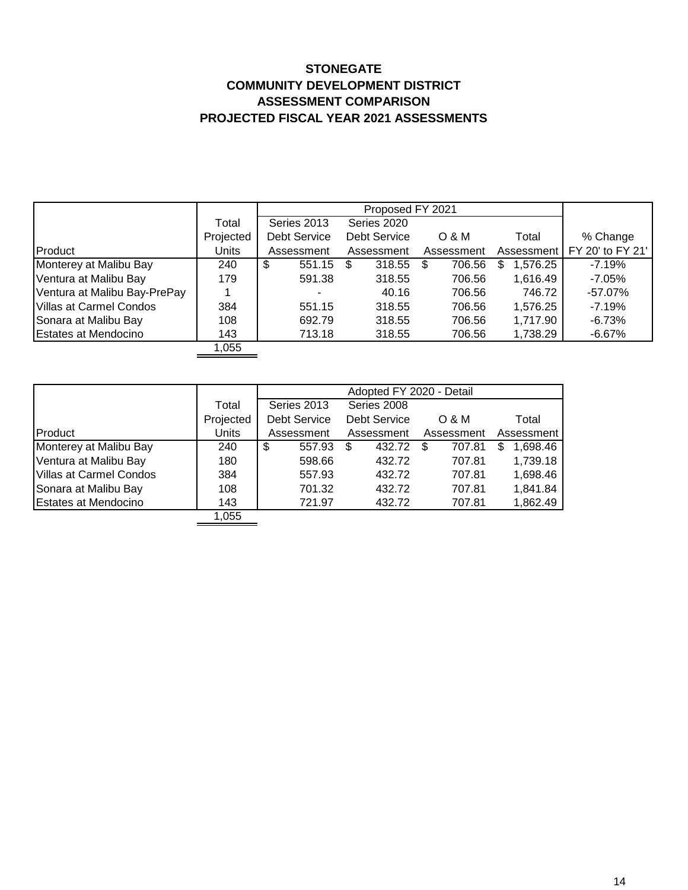**STONEGATE**
**COMMUNITY DEVELOPMENT DISTRICT**
**ASSESSMENT COMPARISON**
**PROJECTED FISCAL YEAR 2021 ASSESSMENTS**

| | | Proposed FY 2021 | | | | |
|---|---|---|---|---|---|---|
| Product | Total Projected Units | Series 2013 Debt Service Assessment | Series 2020 Debt Service Assessment | O & M Assessment | Total Assessment | % Change FY 20' to FY 21' |
| Monterey at Malibu Bay | 240 | $ 551.15 | $ 318.55 | $ 706.56 | $ 1,576.25 | -7.19% |
| Ventura at Malibu Bay | 179 | 591.38 | 318.55 | 706.56 | 1,616.49 | -7.05% |
| Ventura at Malibu Bay-PrePay | 1 | - | 40.16 | 706.56 | 746.72 | -57.07% |
| Villas at Carmel Condos | 384 | 551.15 | 318.55 | 706.56 | 1,576.25 | -7.19% |
| Sonara at Malibu Bay | 108 | 692.79 | 318.55 | 706.56 | 1,717.90 | -6.73% |
| Estates at Mendocino | 143 | 713.18 | 318.55 | 706.56 | 1,738.29 | -6.67% |
| | 1,055 | | | | | |

| | | Adopted FY 2020 - Detail | | | |
|---|---|---|---|---|---|
| Product | Total Projected Units | Series 2013 Debt Service Assessment | Series 2008 Debt Service Assessment | O & M Assessment | Total Assessment |
| Monterey at Malibu Bay | 240 | $ 557.93 | $ 432.72 | $ 707.81 | $ 1,698.46 |
| Ventura at Malibu Bay | 180 | 598.66 | 432.72 | 707.81 | 1,739.18 |
| Villas at Carmel Condos | 384 | 557.93 | 432.72 | 707.81 | 1,698.46 |
| Sonara at Malibu Bay | 108 | 701.32 | 432.72 | 707.81 | 1,841.84 |
| Estates at Mendocino | 143 | 721.97 | 432.72 | 707.81 | 1,862.49 |
| | 1,055 | | | | |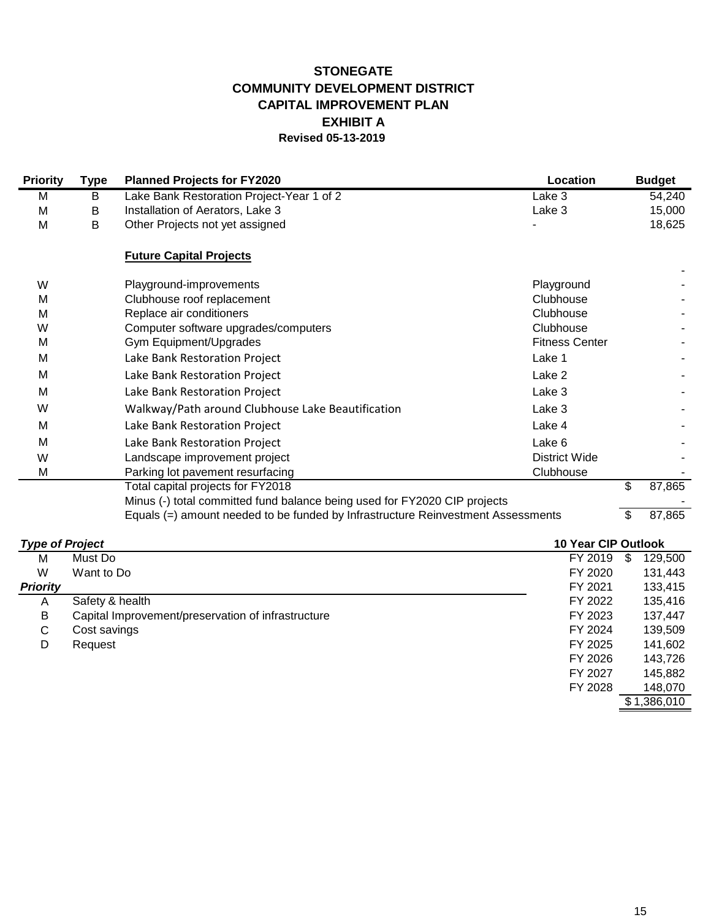# STONEGATE
# COMMUNITY DEVELOPMENT DISTRICT
# CAPITAL IMPROVEMENT PLAN
# EXHIBIT A
**Revised 05-13-2019**

| Priority | Type | Planned Projects for FY2020 | Location | Budget |
|---|---|---|---|---|
| M | B | Lake Bank Restoration Project-Year 1 of 2 | Lake 3 | 54,240 |
| M | B | Installation of Aerators, Lake 3 | Lake 3 | 15,000 |
| M | B | Other Projects not yet assigned | - | 18,625 |
| | | **Future Capital Projects** | | |
| | | | | - |
| W | | Playground-improvements | Playground | - |
| M | | Clubhouse roof replacement | Clubhouse | - |
| M | | Replace air conditioners | Clubhouse | - |
| W | | Computer software upgrades/computers | Clubhouse | - |
| M | | Gym Equipment/Upgrades | Fitness Center | - |
| M | | Lake Bank Restoration Project | Lake 1 | - |
| M | | Lake Bank Restoration Project | Lake 2 | - |
| M | | Lake Bank Restoration Project | Lake 3 | - |
| W | | Walkway/Path around Clubhouse Lake Beautification | Lake 3 | - |
| M | | Lake Bank Restoration Project | Lake 4 | - |
| M | | Lake Bank Restoration Project | Lake 6 | - |
| W | | Landscape improvement project | District Wide | - |
| M | | Parking lot pavement resurfacing | Clubhouse | - |
| | | Total capital projects for FY2018 | | $ 87,865 |
| | | Minus (-) total committed fund balance being used for FY2020 CIP projects | | - |
| | | Equals (=) amount needed to be funded by Infrastructure Reinvestment Assessments | | $ 87,865 |

| ***Type of Project*** | |
|---|---|
| M | Must Do |
| W | Want to Do |
| ***Priority*** | |
| A | Safety & health |
| B | Capital Improvement/preservation of infrastructure |
| C | Cost savings |
| D | Request |

| **10 Year CIP Outlook** | |
|---|---|
| FY 2019 | $ 129,500 |
| FY 2020 | 131,443 |
| FY 2021 | 133,415 |
| FY 2022 | 135,416 |
| FY 2023 | 137,447 |
| FY 2024 | 139,509 |
| FY 2025 | 141,602 |
| FY 2026 | 143,726 |
| FY 2027 | 145,882 |
| FY 2028 | 148,070 |
| | $ 1,386,010 |